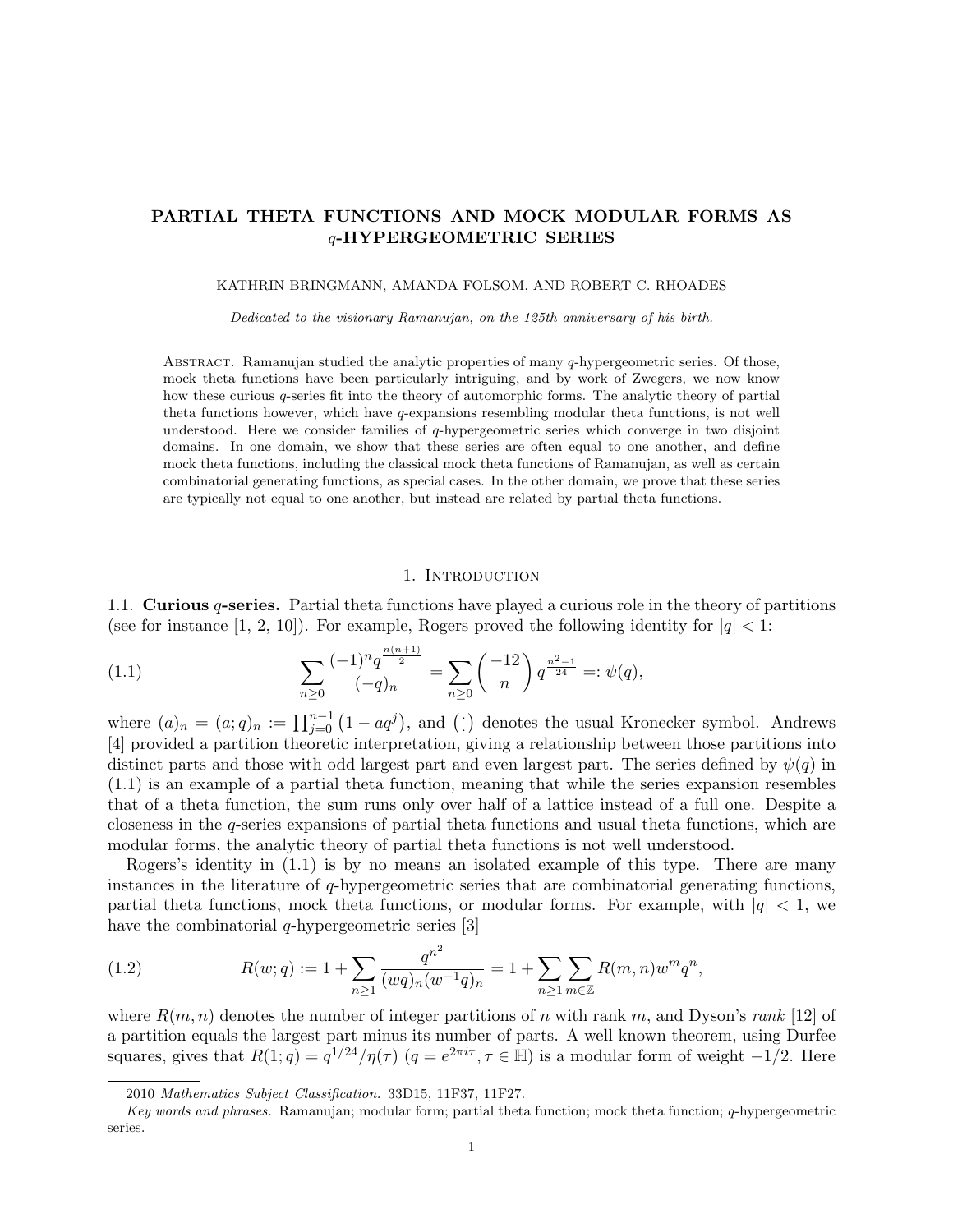# PARTIAL THETA FUNCTIONS AND MOCK MODULAR FORMS AS $q$-HYPERGEOMETRIC SERIES

KATHRIN BRINGMANN, AMANDA FOLSOM, AND ROBERT C. RHOADES

*Dedicated to the visionary Ramanujan, on the 125th anniversary of his birth.*

Abstract. Ramanujan studied the analytic properties of many $q$-hypergeometric series. Of those, mock theta functions have been particularly intriguing, and by work of Zwegers, we now know how these curious $q$-series fit into the theory of automorphic forms. The analytic theory of partial theta functions however, which have $q$-expansions resembling modular theta functions, is not well understood. Here we consider families of $q$-hypergeometric series which converge in two disjoint domains. In one domain, we show that these series are often equal to one another, and define mock theta functions, including the classical mock theta functions of Ramanujan, as well as certain combinatorial generating functions, as special cases. In the other domain, we prove that these series are typically not equal to one another, but instead are related by partial theta functions.

## 1. Introduction

### 1.1. Curious $q$-series.

Partial theta functions have played a curious role in the theory of partitions (see for instance [1, 2, 10]). For example, Rogers proved the following identity for $|q| < 1$:

$$\sum_{n\geq 0} \frac{(-1)^n q^{\frac{n(n+1)}{2}}}{(-q)_n} = \sum_{n\geq 0} \left(\frac{-12}{n}\right) q^{\frac{n^2-1}{24}} =: \psi(q), \tag{1.1}$$

where $(a)_n = (a;q)_n := \prod_{j=0}^{n-1}\left(1-aq^j\right)$, and $\left(\frac{\cdot}{\cdot}\right)$ denotes the usual Kronecker symbol. Andrews [4] provided a partition theoretic interpretation, giving a relationship between those partitions into distinct parts and those with odd largest part and even largest part. The series defined by $\psi(q)$ in (1.1) is an example of a partial theta function, meaning that while the series expansion resembles that of a theta function, the sum runs only over half of a lattice instead of a full one. Despite a closeness in the $q$-series expansions of partial theta functions and usual theta functions, which are modular forms, the analytic theory of partial theta functions is not well understood.

Rogers's identity in (1.1) is by no means an isolated example of this type. There are many instances in the literature of $q$-hypergeometric series that are combinatorial generating functions, partial theta functions, mock theta functions, or modular forms. For example, with $|q| < 1$, we have the combinatorial $q$-hypergeometric series [3]

$$R(w;q) := 1 + \sum_{n\geq 1} \frac{q^{n^2}}{(wq)_n (w^{-1}q)_n} = 1 + \sum_{n\geq 1}\sum_{m\in\mathbb{Z}} R(m,n) w^m q^n, \tag{1.2}$$

where $R(m,n)$ denotes the number of integer partitions of $n$ with rank $m$, and Dyson's *rank* [12] of a partition equals the largest part minus its number of parts. A well known theorem, using Durfee squares, gives that $R(1;q) = q^{1/24}/\eta(\tau)$ ($q = e^{2\pi i\tau}, \tau \in \mathbb{H}$) is a modular form of weight $-1/2$. Here

2010 *Mathematics Subject Classification.* 33D15, 11F37, 11F27.

*Key words and phrases.* Ramanujan; modular form; partial theta function; mock theta function; $q$-hypergeometric series.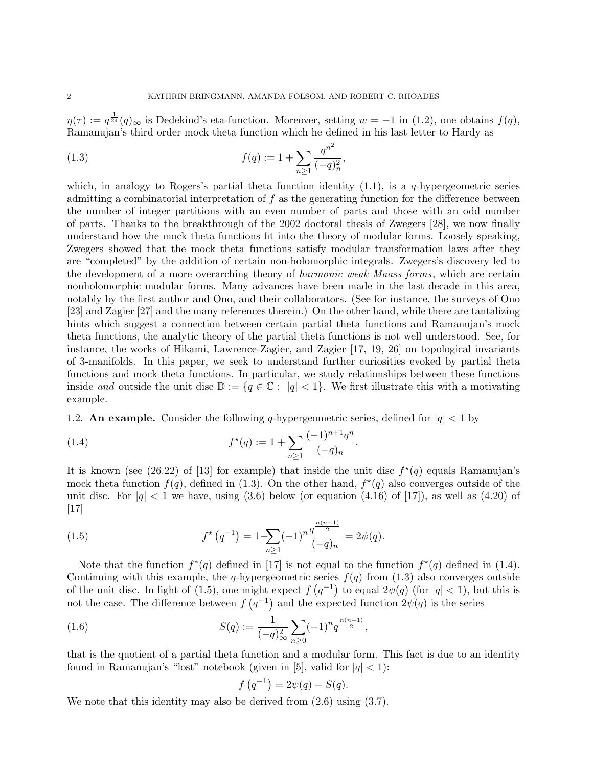$\eta(\tau) := q^{\frac{1}{24}}(q)_\infty$ is Dedekind's eta-function. Moreover, setting $w = -1$ in (1.2), one obtains $f(q)$, Ramanujan's third order mock theta function which he defined in his last letter to Hardy as

$$f(q) := 1 + \sum_{n\geq 1} \frac{q^{n^2}}{(-q)_n^2}, \tag{1.3}$$

which, in analogy to Rogers's partial theta function identity (1.1), is a $q$-hypergeometric series admitting a combinatorial interpretation of $f$ as the generating function for the difference between the number of integer partitions with an even number of parts and those with an odd number of parts. Thanks to the breakthrough of the 2002 doctoral thesis of Zwegers [28], we now finally understand how the mock theta functions fit into the theory of modular forms. Loosely speaking, Zwegers showed that the mock theta functions satisfy modular transformation laws after they are "completed" by the addition of certain non-holomorphic integrals. Zwegers's discovery led to the development of a more overarching theory of *harmonic weak Maass forms*, which are certain nonholomorphic modular forms. Many advances have been made in the last decade in this area, notably by the first author and Ono, and their collaborators. (See for instance, the surveys of Ono [23] and Zagier [27] and the many references therein.) On the other hand, while there are tantalizing hints which suggest a connection between certain partial theta functions and Ramanujan's mock theta functions, the analytic theory of the partial theta functions is not well understood. See, for instance, the works of Hikami, Lawrence-Zagier, and Zagier [17, 19, 26] on topological invariants of 3-manifolds. In this paper, we seek to understand further curiosities evoked by partial theta functions and mock theta functions. In particular, we study relationships between these functions inside *and* outside the unit disc $\mathbb{D} := \{q \in \mathbb{C} : \ |q| < 1\}$. We first illustrate this with a motivating example.

1.2. **An example.** Consider the following $q$-hypergeometric series, defined for $|q| < 1$ by

$$f^\star(q) := 1 + \sum_{n\geq 1} \frac{(-1)^{n+1} q^n}{(-q)_n}. \tag{1.4}$$

It is known (see (26.22) of [13] for example) that inside the unit disc $f^\star(q)$ equals Ramanujan's mock theta function $f(q)$, defined in (1.3). On the other hand, $f^\star(q)$ also converges outside of the unit disc. For $|q| < 1$ we have, using (3.6) below (or equation (4.16) of [17]), as well as (4.20) of [17]

$$f^\star\left(q^{-1}\right) = 1 - \sum_{n\geq 1} (-1)^n \frac{q^{\frac{n(n-1)}{2}}}{(-q)_n} = 2\psi(q). \tag{1.5}$$

Note that the function $f^*(q)$ defined in [17] is not equal to the function $f^\star(q)$ defined in (1.4). Continuing with this example, the $q$-hypergeometric series $f(q)$ from (1.3) also converges outside of the unit disc. In light of (1.5), one might expect $f\left(q^{-1}\right)$ to equal $2\psi(q)$ (for $|q| < 1$), but this is not the case. The difference between $f\left(q^{-1}\right)$ and the expected function $2\psi(q)$ is the series

$$S(q) := \frac{1}{(-q)_\infty^2} \sum_{n\geq 0} (-1)^n q^{\frac{n(n+1)}{2}}, \tag{1.6}$$

that is the quotient of a partial theta function and a modular form. This fact is due to an identity found in Ramanujan's "lost" notebook (given in [5], valid for $|q| < 1$):

$$f\left(q^{-1}\right) = 2\psi(q) - S(q).$$

We note that this identity may also be derived from (2.6) using (3.7).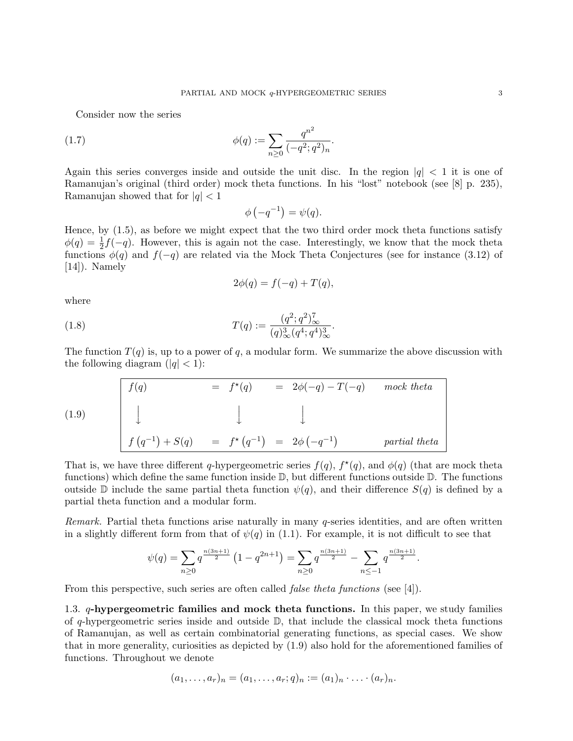Consider now the series

$$\phi(q) := \sum_{n\geq 0} \frac{q^{n^2}}{(-q^2;q^2)_n}. \tag{1.7}$$

Again this series converges inside and outside the unit disc. In the region $|q| < 1$ it is one of Ramanujan's original (third order) mock theta functions. In his "lost" notebook (see [8] p. 235), Ramanujan showed that for $|q| < 1$

$$\phi\left(-q^{-1}\right) = \psi(q).$$

Hence, by (1.5), as before we might expect that the two third order mock theta functions satisfy $\phi(q) = \frac{1}{2}f(-q)$. However, this is again not the case. Interestingly, we know that the mock theta functions $\phi(q)$ and $f(-q)$ are related via the Mock Theta Conjectures (see for instance (3.12) of [14]). Namely

$$2\phi(q) = f(-q) + T(q),$$

where

$$T(q) := \frac{(q^2;q^2)_\infty^7}{(q)_\infty^3 (q^4;q^4)_\infty^3}. \tag{1.8}$$

The function $T(q)$ is, up to a power of $q$, a modular form. We summarize the above discussion with the following diagram ($|q| < 1$):

$$\begin{array}{|lclcll|} f(q) & = & f^\star(q) & = & 2\phi(-q) - T(-q) & \textit{mock theta} \\ \downarrow & & \downarrow & & \downarrow & \\ f\left(q^{-1}\right) + S(q) & = & f^\star\left(q^{-1}\right) & = & 2\phi\left(-q^{-1}\right) & \textit{partial theta} \end{array} \tag{1.9}$$

That is, we have three different $q$-hypergeometric series $f(q)$, $f^\star(q)$, and $\phi(q)$ (that are mock theta functions) which define the same function inside $\mathbb{D}$, but different functions outside $\mathbb{D}$. The functions outside $\mathbb{D}$ include the same partial theta function $\psi(q)$, and their difference $S(q)$ is defined by a partial theta function and a modular form.

*Remark.* Partial theta functions arise naturally in many $q$-series identities, and are often written in a slightly different form from that of $\psi(q)$ in (1.1). For example, it is not difficult to see that

$$\psi(q) = \sum_{n\geq 0} q^{\frac{n(3n+1)}{2}} \left(1 - q^{2n+1}\right) = \sum_{n\geq 0} q^{\frac{n(3n+1)}{2}} - \sum_{n\leq -1} q^{\frac{n(3n+1)}{2}}.$$

From this perspective, such series are often called *false theta functions* (see [4]).

1.3. **$q$-hypergeometric families and mock theta functions.** In this paper, we study families of $q$-hypergeometric series inside and outside $\mathbb{D}$, that include the classical mock theta functions of Ramanujan, as well as certain combinatorial generating functions, as special cases. We show that in more generality, curiosities as depicted by (1.9) also hold for the aforementioned families of functions. Throughout we denote

$$(a_1, \ldots, a_r)_n = (a_1, \ldots, a_r; q)_n := (a_1)_n \cdot \ldots \cdot (a_r)_n.$$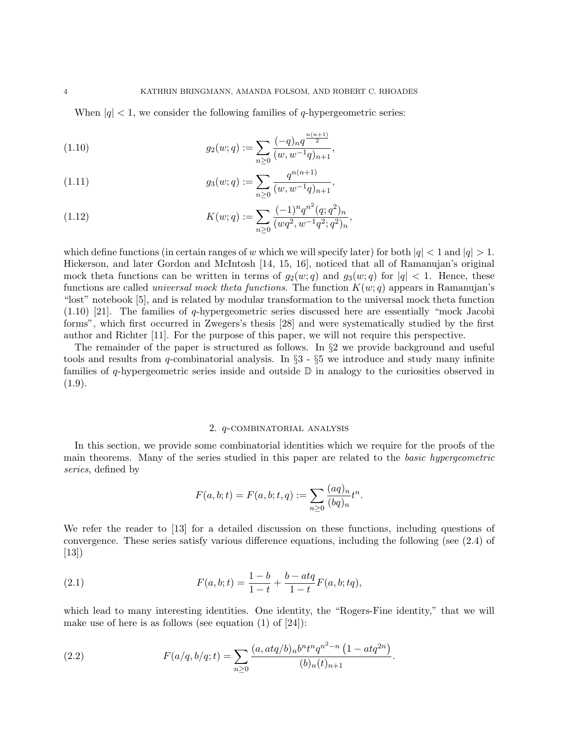When $|q| < 1$, we consider the following families of $q$-hypergeometric series:

$$g_2(w;q) := \sum_{n \geq 0} \frac{(-q)_n q^{\frac{n(n+1)}{2}}}{(w, w^{-1}q)_{n+1}}, \tag{1.10}$$

$$g_3(w;q) := \sum_{n \geq 0} \frac{q^{n(n+1)}}{(w, w^{-1}q)_{n+1}}, \tag{1.11}$$

$$K(w;q) := \sum_{n \geq 0} \frac{(-1)^n q^{n^2} (q;q^2)_n}{(wq^2, w^{-1}q^2; q^2)_n}, \tag{1.12}$$

which define functions (in certain ranges of $w$ which we will specify later) for both $|q| < 1$ and $|q| > 1$. Hickerson, and later Gordon and McIntosh [14, 15, 16], noticed that all of Ramanujan's original mock theta functions can be written in terms of $g_2(w;q)$ and $g_3(w;q)$ for $|q| < 1$. Hence, these functions are called *universal mock theta functions*. The function $K(w;q)$ appears in Ramanujan's "lost" notebook [5], and is related by modular transformation to the universal mock theta function (1.10) [21]. The families of $q$-hypergeometric series discussed here are essentially "mock Jacobi forms", which first occurred in Zwegers's thesis [28] and were systematically studied by the first author and Richter [11]. For the purpose of this paper, we will not require this perspective.

The remainder of the paper is structured as follows. In §2 we provide background and useful tools and results from $q$-combinatorial analysis. In §3 - §5 we introduce and study many infinite families of $q$-hypergeometric series inside and outside $\mathbb{D}$ in analogy to the curiosities observed in (1.9).

## 2. $q$-combinatorial analysis

In this section, we provide some combinatorial identities which we require for the proofs of the main theorems. Many of the series studied in this paper are related to the *basic hypergeometric series*, defined by

$$F(a,b;t) = F(a,b;t,q) := \sum_{n \geq 0} \frac{(aq)_n}{(bq)_n} t^n.$$

We refer the reader to [13] for a detailed discussion on these functions, including questions of convergence. These series satisfy various difference equations, including the following (see (2.4) of [13])

$$F(a,b;t) = \frac{1-b}{1-t} + \frac{b - atq}{1-t} F(a,b;tq), \tag{2.1}$$

which lead to many interesting identities. One identity, the "Rogers-Fine identity," that we will make use of here is as follows (see equation (1) of [24]):

$$F(a/q, b/q; t) = \sum_{n \geq 0} \frac{(a, atq/b)_n b^n t^n q^{n^2 - n} \left(1 - atq^{2n}\right)}{(b)_n (t)_{n+1}}. \tag{2.2}$$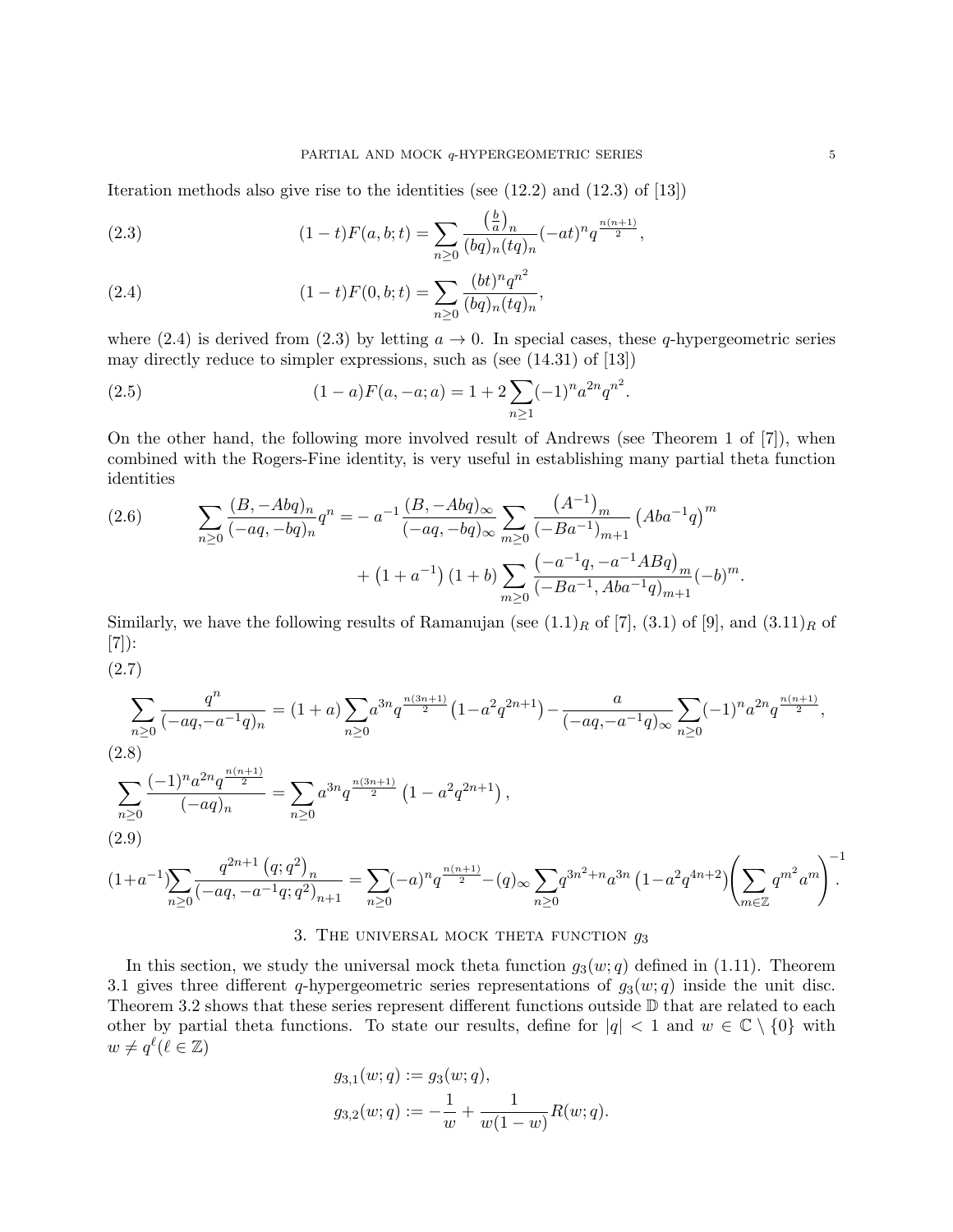Iteration methods also give rise to the identities (see (12.2) and (12.3) of [13])

$$(1-t)F(a,b;t) = \sum_{n\geq 0} \frac{\left(\frac{b}{a}\right)_n}{(bq)_n(tq)_n}(-at)^n q^{\frac{n(n+1)}{2}}, \tag{2.3}$$

$$(1-t)F(0,b;t) = \sum_{n\geq 0} \frac{(bt)^n q^{n^2}}{(bq)_n(tq)_n}, \tag{2.4}$$

where (2.4) is derived from (2.3) by letting $a\to 0$. In special cases, these $q$-hypergeometric series may directly reduce to simpler expressions, such as (see (14.31) of [13])

$$(1-a)F(a,-a;a) = 1 + 2\sum_{n\geq 1}(-1)^n a^{2n} q^{n^2}. \tag{2.5}$$

On the other hand, the following more involved result of Andrews (see Theorem 1 of [7]), when combined with the Rogers-Fine identity, is very useful in establishing many partial theta function identities

$$\sum_{n\geq 0}\frac{(B,-Abq)_n}{(-aq,-bq)_n}q^n = -\,a^{-1}\frac{(B,-Abq)_\infty}{(-aq,-bq)_\infty}\sum_{m\geq 0}\frac{\left(A^{-1}\right)_m}{\left(-Ba^{-1}\right)_{m+1}}\left(Aba^{-1}q\right)^m + \left(1+a^{-1}\right)(1+b)\sum_{m\geq 0}\frac{\left(-a^{-1}q,-a^{-1}ABq\right)_m}{\left(-Ba^{-1},Aba^{-1}q\right)_{m+1}}(-b)^m. \tag{2.6}$$

Similarly, we have the following results of Ramanujan (see $(1.1)_R$ of [7], (3.1) of [9], and $(3.11)_R$ of [7]):

$$\sum_{n\geq 0}\frac{q^n}{(-aq,-a^{-1}q)_n} = (1+a)\sum_{n\geq 0}a^{3n}q^{\frac{n(3n+1)}{2}}\left(1-a^2q^{2n+1}\right) - \frac{a}{(-aq,-a^{-1}q)_\infty}\sum_{n\geq 0}(-1)^n a^{2n}q^{\frac{n(n+1)}{2}}, \tag{2.7}$$

$$\sum_{n\geq 0}\frac{(-1)^n a^{2n}q^{\frac{n(n+1)}{2}}}{(-aq)_n} = \sum_{n\geq 0}a^{3n}q^{\frac{n(3n+1)}{2}}\left(1-a^2q^{2n+1}\right), \tag{2.8}$$

$$(1+a^{-1})\sum_{n\geq 0}\frac{q^{2n+1}\left(q;q^2\right)_n}{\left(-aq,-a^{-1}q;q^2\right)_{n+1}} = \sum_{n\geq 0}(-a)^n q^{\frac{n(n+1)}{2}} - (q)_\infty\sum_{n\geq 0}q^{3n^2+n}a^{3n}\left(1-a^2q^{4n+2}\right)\left(\sum_{m\in\mathbb{Z}}q^{m^2}a^m\right)^{-1}. \tag{2.9}$$

## 3. The universal mock theta function $g_3$

In this section, we study the universal mock theta function $g_3(w;q)$ defined in (1.11). Theorem 3.1 gives three different $q$-hypergeometric series representations of $g_3(w;q)$ inside the unit disc. Theorem 3.2 shows that these series represent different functions outside $\mathbb{D}$ that are related to each other by partial theta functions. To state our results, define for $|q|<1$ and $w\in\mathbb{C}\setminus\{0\}$ with $w\neq q^\ell (\ell\in\mathbb{Z})$

$$g_{3,1}(w;q) := g_3(w;q),$$

$$g_{3,2}(w;q) := -\frac{1}{w} + \frac{1}{w(1-w)}R(w;q).$$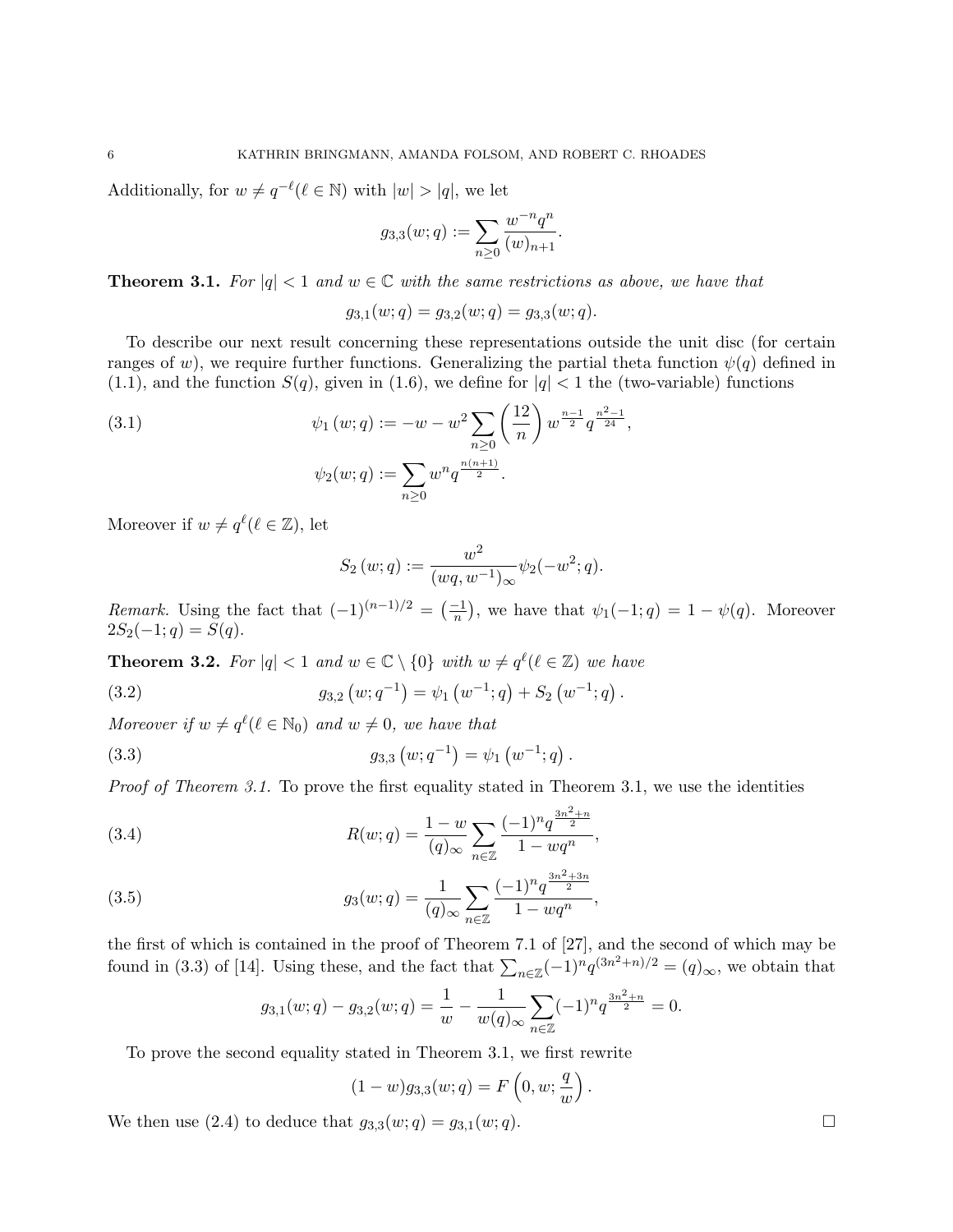Additionally, for $w \neq q^{-\ell}(\ell \in \mathbb{N})$ with $|w| > |q|$, we let

$$g_{3,3}(w;q) := \sum_{n\geq 0} \frac{w^{-n}q^n}{(w)_{n+1}}.$$

**Theorem 3.1.** *For $|q| < 1$ and $w \in \mathbb{C}$ with the same restrictions as above, we have that*

$$g_{3,1}(w;q) = g_{3,2}(w;q) = g_{3,3}(w;q).$$

To describe our next result concerning these representations outside the unit disc (for certain ranges of $w$), we require further functions. Generalizing the partial theta function $\psi(q)$ defined in (1.1), and the function $S(q)$, given in (1.6), we define for $|q| < 1$ the (two-variable) functions

$$\psi_1(w;q) := -w - w^2 \sum_{n\geq 0} \left(\frac{12}{n}\right) w^{\frac{n-1}{2}} q^{\frac{n^2-1}{24}}, \tag{3.1}$$

$$\psi_2(w;q) := \sum_{n\geq 0} w^n q^{\frac{n(n+1)}{2}}.$$

Moreover if $w \neq q^{\ell}(\ell \in \mathbb{Z})$, let

$$S_2(w;q) := \frac{w^2}{(wq, w^{-1})_\infty} \psi_2(-w^2;q).$$

*Remark.* Using the fact that $(-1)^{(n-1)/2} = \left(\frac{-1}{n}\right)$, we have that $\psi_1(-1;q) = 1 - \psi(q)$. Moreover $2S_2(-1;q) = S(q)$.

**Theorem 3.2.** *For $|q| < 1$ and $w \in \mathbb{C} \setminus \{0\}$ with $w \neq q^{\ell}(\ell \in \mathbb{Z})$ we have*

$$g_{3,2}\left(w;q^{-1}\right) = \psi_1\left(w^{-1};q\right) + S_2\left(w^{-1};q\right). \tag{3.2}$$

*Moreover if $w \neq q^{\ell}(\ell \in \mathbb{N}_0)$ and $w \neq 0$, we have that*

$$g_{3,3}\left(w;q^{-1}\right) = \psi_1\left(w^{-1};q\right). \tag{3.3}$$

*Proof of Theorem 3.1.* To prove the first equality stated in Theorem 3.1, we use the identities

$$R(w;q) = \frac{1-w}{(q)_\infty} \sum_{n\in\mathbb{Z}} \frac{(-1)^n q^{\frac{3n^2+n}{2}}}{1-wq^n}, \tag{3.4}$$

$$g_3(w;q) = \frac{1}{(q)_\infty} \sum_{n\in\mathbb{Z}} \frac{(-1)^n q^{\frac{3n^2+3n}{2}}}{1-wq^n}, \tag{3.5}$$

the first of which is contained in the proof of Theorem 7.1 of [27], and the second of which may be found in (3.3) of [14]. Using these, and the fact that $\sum_{n\in\mathbb{Z}}(-1)^n q^{(3n^2+n)/2} = (q)_\infty$, we obtain that

$$g_{3,1}(w;q) - g_{3,2}(w;q) = \frac{1}{w} - \frac{1}{w(q)_\infty} \sum_{n\in\mathbb{Z}} (-1)^n q^{\frac{3n^2+n}{2}} = 0.$$

To prove the second equality stated in Theorem 3.1, we first rewrite

$$(1-w)g_{3,3}(w;q) = F\left(0, w; \frac{q}{w}\right).$$

We then use (2.4) to deduce that $g_{3,3}(w;q) = g_{3,1}(w;q)$. $\square$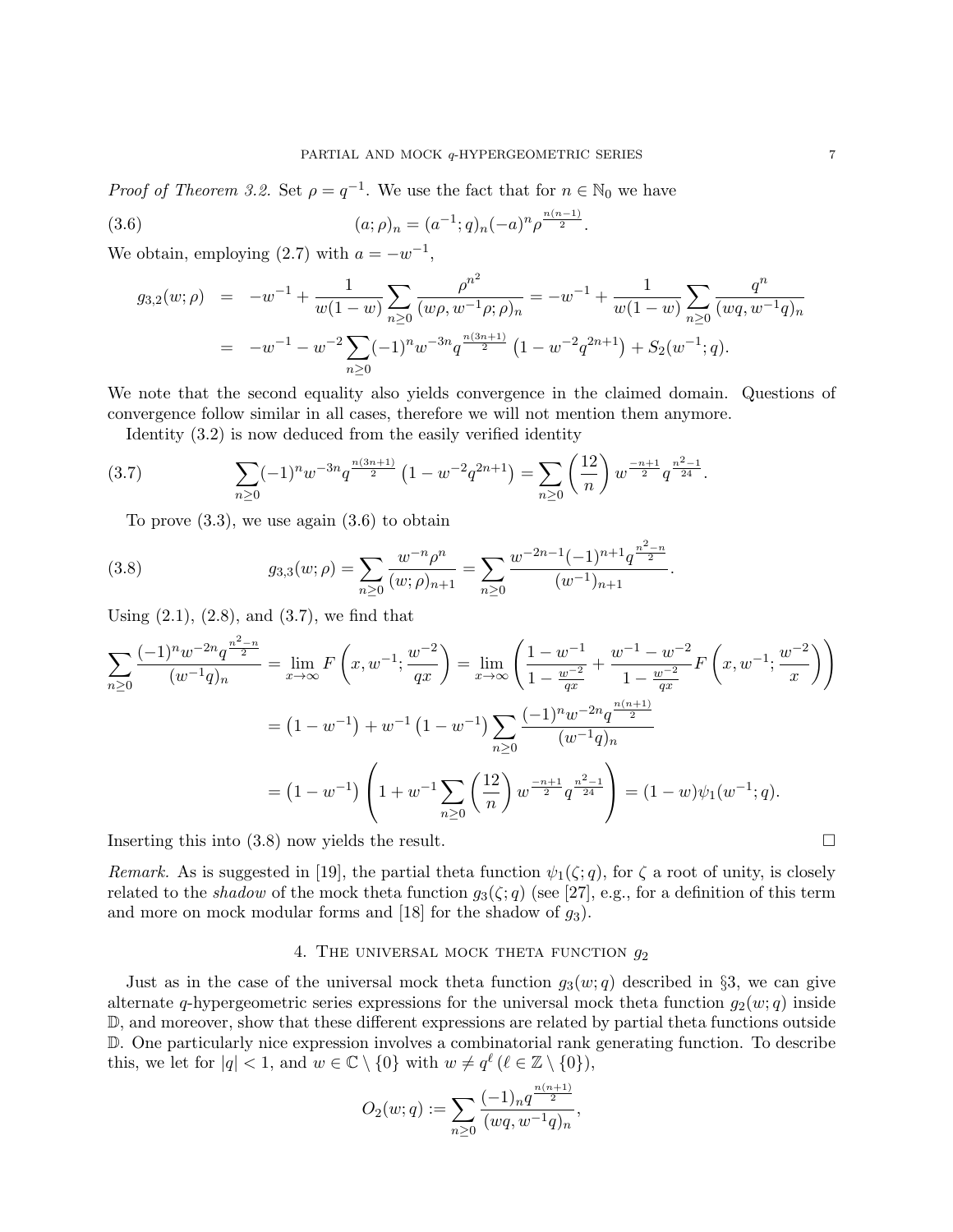*Proof of Theorem 3.2.* Set $\rho = q^{-1}$. We use the fact that for $n \in \mathbb{N}_0$ we have

$$(a;\rho)_n = (a^{-1};q)_n (-a)^n \rho^{\frac{n(n-1)}{2}}. \tag{3.6}$$

We obtain, employing (2.7) with $a = -w^{-1}$,

$$\begin{aligned} g_{3,2}(w;\rho) &= -w^{-1} + \frac{1}{w(1-w)} \sum_{n\geq 0} \frac{\rho^{n^2}}{(w\rho, w^{-1}\rho;\rho)_n} = -w^{-1} + \frac{1}{w(1-w)} \sum_{n\geq 0} \frac{q^n}{(wq, w^{-1}q)_n} \\ &= -w^{-1} - w^{-2} \sum_{n\geq 0} (-1)^n w^{-3n} q^{\frac{n(3n+1)}{2}} \left(1 - w^{-2} q^{2n+1}\right) + S_2(w^{-1};q). \end{aligned}$$

We note that the second equality also yields convergence in the claimed domain. Questions of convergence follow similar in all cases, therefore we will not mention them anymore.

Identity (3.2) is now deduced from the easily verified identity

$$\sum_{n\geq 0} (-1)^n w^{-3n} q^{\frac{n(3n+1)}{2}} \left(1 - w^{-2} q^{2n+1}\right) = \sum_{n\geq 0} \left(\frac{12}{n}\right) w^{\frac{-n+1}{2}} q^{\frac{n^2-1}{24}}. \tag{3.7}$$

To prove (3.3), we use again (3.6) to obtain

$$g_{3,3}(w;\rho) = \sum_{n\geq 0} \frac{w^{-n}\rho^n}{(w;\rho)_{n+1}} = \sum_{n\geq 0} \frac{w^{-2n-1}(-1)^{n+1} q^{\frac{n^2-n}{2}}}{(w^{-1})_{n+1}}. \tag{3.8}$$

Using (2.1), (2.8), and (3.7), we find that

$$\begin{aligned} \sum_{n\geq 0} \frac{(-1)^n w^{-2n} q^{\frac{n^2-n}{2}}}{(w^{-1}q)_n} &= \lim_{x\to\infty} F\left(x, w^{-1}; \frac{w^{-2}}{qx}\right) = \lim_{x\to\infty} \left( \frac{1-w^{-1}}{1-\frac{w^{-2}}{qx}} + \frac{w^{-1}-w^{-2}}{1-\frac{w^{-2}}{qx}} F\left(x, w^{-1}; \frac{w^{-2}}{x}\right) \right) \\ &= \left(1-w^{-1}\right) + w^{-1}\left(1-w^{-1}\right) \sum_{n\geq 0} \frac{(-1)^n w^{-2n} q^{\frac{n(n+1)}{2}}}{(w^{-1}q)_n} \\ &= \left(1-w^{-1}\right) \left(1 + w^{-1} \sum_{n\geq 0} \left(\frac{12}{n}\right) w^{\frac{-n+1}{2}} q^{\frac{n^2-1}{24}} \right) = (1-w)\psi_1(w^{-1};q). \end{aligned}$$

Inserting this into (3.8) now yields the result. $\square$

*Remark.* As is suggested in [19], the partial theta function $\psi_1(\zeta;q)$, for $\zeta$ a root of unity, is closely related to the *shadow* of the mock theta function $g_3(\zeta;q)$ (see [27], e.g., for a definition of this term and more on mock modular forms and [18] for the shadow of $g_3$).

## 4. The universal mock theta function $g_2$

Just as in the case of the universal mock theta function $g_3(w;q)$ described in §3, we can give alternate $q$-hypergeometric series expressions for the universal mock theta function $g_2(w;q)$ inside $\mathbb{D}$, and moreover, show that these different expressions are related by partial theta functions outside $\mathbb{D}$. One particularly nice expression involves a combinatorial rank generating function. To describe this, we let for $|q| < 1$, and $w \in \mathbb{C} \setminus \{0\}$ with $w \neq q^\ell$ ($\ell \in \mathbb{Z} \setminus \{0\}$),

$$O_2(w;q) := \sum_{n\geq 0} \frac{(-1)_n q^{\frac{n(n+1)}{2}}}{(wq, w^{-1}q)_n},$$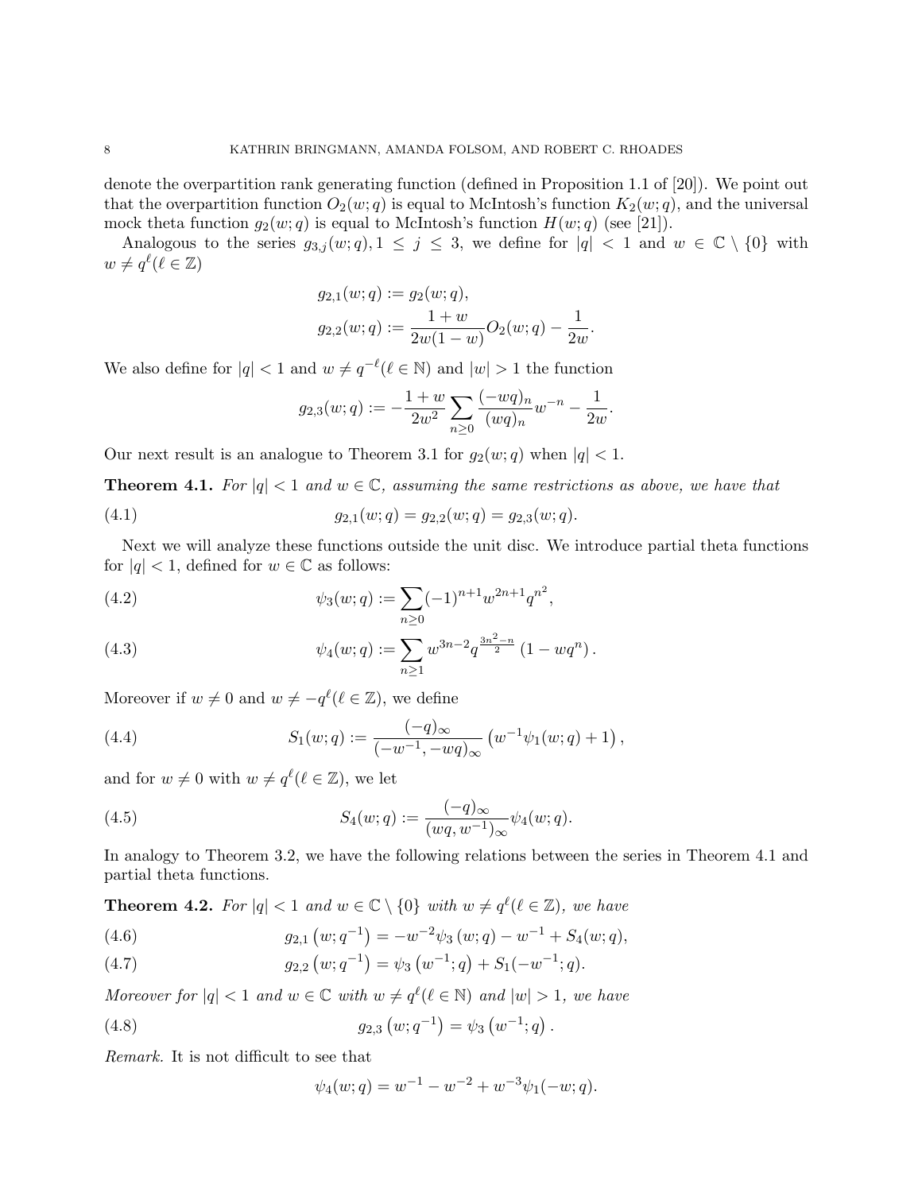denote the overpartition rank generating function (defined in Proposition 1.1 of [20]). We point out that the overpartition function $O_2(w;q)$ is equal to McIntosh's function $K_2(w;q)$, and the universal mock theta function $g_2(w;q)$ is equal to McIntosh's function $H(w;q)$ (see [21]).

Analogous to the series $g_{3,j}(w;q), 1 \leq j \leq 3$, we define for $|q| < 1$ and $w \in \mathbb{C} \setminus \{0\}$ with $w \neq q^\ell (\ell \in \mathbb{Z})$

$$g_{2,1}(w;q) := g_2(w;q),$$
$$g_{2,2}(w;q) := \frac{1+w}{2w(1-w)} O_2(w;q) - \frac{1}{2w}.$$

We also define for $|q| < 1$ and $w \neq q^{-\ell} (\ell \in \mathbb{N})$ and $|w| > 1$ the function

$$g_{2,3}(w;q) := -\frac{1+w}{2w^2} \sum_{n \geq 0} \frac{(-wq)_n}{(wq)_n} w^{-n} - \frac{1}{2w}.$$

Our next result is an analogue to Theorem 3.1 for $g_2(w;q)$ when $|q| < 1$.

**Theorem 4.1.** *For $|q| < 1$ and $w \in \mathbb{C}$, assuming the same restrictions as above, we have that*

$$g_{2,1}(w;q) = g_{2,2}(w;q) = g_{2,3}(w;q). \tag{4.1}$$

Next we will analyze these functions outside the unit disc. We introduce partial theta functions for $|q| < 1$, defined for $w \in \mathbb{C}$ as follows:

$$\psi_3(w;q) := \sum_{n \geq 0} (-1)^{n+1} w^{2n+1} q^{n^2}, \tag{4.2}$$

$$\psi_4(w;q) := \sum_{n \geq 1} w^{3n-2} q^{\frac{3n^2-n}{2}} (1 - wq^n). \tag{4.3}$$

Moreover if $w \neq 0$ and $w \neq -q^\ell (\ell \in \mathbb{Z})$, we define

$$S_1(w;q) := \frac{(-q)_\infty}{(-w^{-1}, -wq)_\infty} \left( w^{-1} \psi_1(w;q) + 1 \right), \tag{4.4}$$

and for $w \neq 0$ with $w \neq q^\ell (\ell \in \mathbb{Z})$, we let

$$S_4(w;q) := \frac{(-q)_\infty}{(wq, w^{-1})_\infty} \psi_4(w;q). \tag{4.5}$$

In analogy to Theorem 3.2, we have the following relations between the series in Theorem 4.1 and partial theta functions.

**Theorem 4.2.** *For $|q| < 1$ and $w \in \mathbb{C} \setminus \{0\}$ with $w \neq q^\ell (\ell \in \mathbb{Z})$, we have*

$$g_{2,1}\left(w;q^{-1}\right) = -w^{-2} \psi_3(w;q) - w^{-1} + S_4(w;q), \tag{4.6}$$

$$g_{2,2}\left(w;q^{-1}\right) = \psi_3\left(w^{-1};q\right) + S_1(-w^{-1};q). \tag{4.7}$$

*Moreover for $|q| < 1$ and $w \in \mathbb{C}$ with $w \neq q^\ell (\ell \in \mathbb{N})$ and $|w| > 1$, we have*

$$g_{2,3}\left(w;q^{-1}\right) = \psi_3\left(w^{-1};q\right). \tag{4.8}$$

*Remark.* It is not difficult to see that

$$\psi_4(w;q) = w^{-1} - w^{-2} + w^{-3} \psi_1(-w;q).$$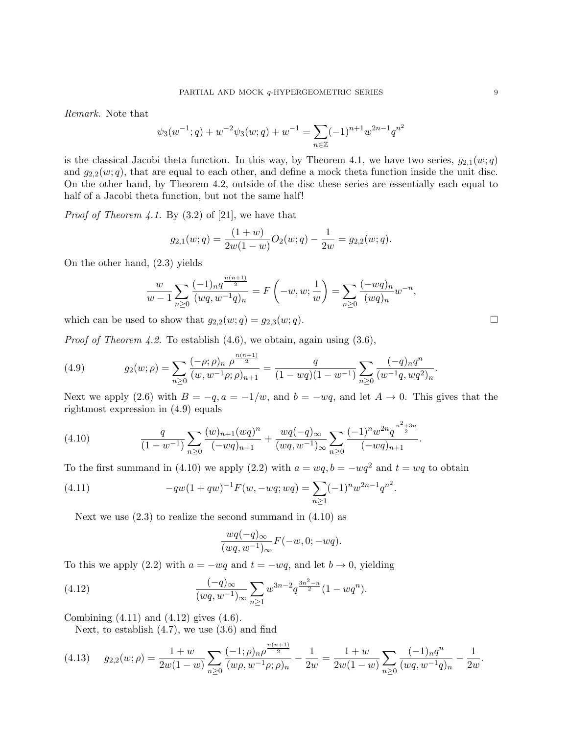*Remark.* Note that

$$\psi_3(w^{-1};q) + w^{-2}\psi_3(w;q) + w^{-1} = \sum_{n\in\mathbb{Z}} (-1)^{n+1} w^{2n-1} q^{n^2}$$

is the classical Jacobi theta function. In this way, by Theorem 4.1, we have two series, $g_{2,1}(w;q)$ and $g_{2,2}(w;q)$, that are equal to each other, and define a mock theta function inside the unit disc. On the other hand, by Theorem 4.2, outside of the disc these series are essentially each equal to half of a Jacobi theta function, but not the same half!

*Proof of Theorem 4.1.* By (3.2) of [21], we have that

$$g_{2,1}(w;q) = \frac{(1+w)}{2w(1-w)} O_2(w;q) - \frac{1}{2w} = g_{2,2}(w;q).$$

On the other hand, (2.3) yields

$$\frac{w}{w-1} \sum_{n\geq 0} \frac{(-1)_n q^{\frac{n(n+1)}{2}}}{(wq, w^{-1}q)_n} = F\left(-w, w; \frac{1}{w}\right) = \sum_{n\geq 0} \frac{(-wq)_n}{(wq)_n} w^{-n},$$

which can be used to show that $g_{2,2}(w;q) = g_{2,3}(w;q)$. $\square$

*Proof of Theorem 4.2.* To establish (4.6), we obtain, again using (3.6),

$$g_2(w;\rho) = \sum_{n\geq 0} \frac{(-\rho;\rho)_n \ \rho^{\frac{n(n+1)}{2}}}{(w, w^{-1}\rho;\rho)_{n+1}} = \frac{q}{(1-wq)(1-w^{-1})} \sum_{n\geq 0} \frac{(-q)_n q^n}{(w^{-1}q, wq^2)_n}. \tag{4.9}$$

Next we apply (2.6) with $B = -q, a = -1/w$, and $b = -wq$, and let $A \to 0$. This gives that the rightmost expression in (4.9) equals

$$\frac{q}{(1-w^{-1})} \sum_{n\geq 0} \frac{(w)_{n+1} (wq)^n}{(-wq)_{n+1}} + \frac{wq(-q)_\infty}{(wq, w^{-1})_\infty} \sum_{n\geq 0} \frac{(-1)^n w^{2n} q^{\frac{n^2+3n}{2}}}{(-wq)_{n+1}}. \tag{4.10}$$

To the first summand in (4.10) we apply (2.2) with $a = wq, b = -wq^2$ and $t = wq$ to obtain

$$-qw(1+qw)^{-1} F(w, -wq; wq) = \sum_{n\geq 1} (-1)^n w^{2n-1} q^{n^2}. \tag{4.11}$$

Next we use (2.3) to realize the second summand in (4.10) as

$$\frac{wq(-q)_\infty}{(wq, w^{-1})_\infty} F(-w, 0; -wq).$$

To this we apply (2.2) with $a = -wq$ and $t = -wq$, and let $b \to 0$, yielding

$$\frac{(-q)_\infty}{(wq, w^{-1})_\infty} \sum_{n\geq 1} w^{3n-2} q^{\frac{3n^2-n}{2}} (1 - wq^n). \tag{4.12}$$

Combining (4.11) and (4.12) gives (4.6).

Next, to establish (4.7), we use (3.6) and find

$$g_{2,2}(w;\rho) = \frac{1+w}{2w(1-w)} \sum_{n\geq 0} \frac{(-1;\rho)_n \rho^{\frac{n(n+1)}{2}}}{(w\rho, w^{-1}\rho;\rho)_n} - \frac{1}{2w} = \frac{1+w}{2w(1-w)} \sum_{n\geq 0} \frac{(-1)_n q^n}{(wq, w^{-1}q)_n} - \frac{1}{2w}. \tag{4.13}$$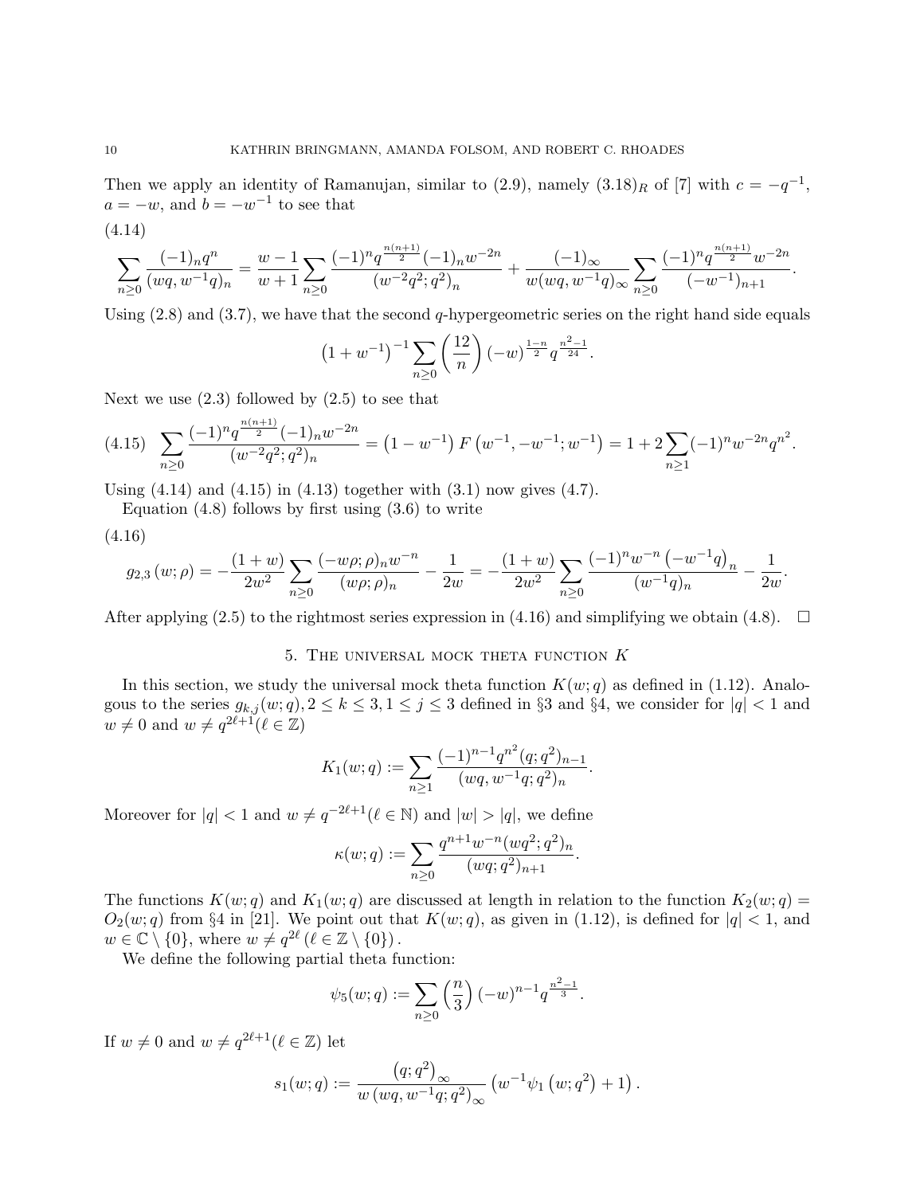Then we apply an identity of Ramanujan, similar to (2.9), namely $(3.18)_R$ of [7] with $c = -q^{-1}$, $a = -w$, and $b = -w^{-1}$ to see that

(4.14)

$$\sum_{n\geq 0} \frac{(-1)_n q^n}{(wq, w^{-1}q)_n} = \frac{w-1}{w+1} \sum_{n\geq 0} \frac{(-1)^n q^{\frac{n(n+1)}{2}} (-1)_n w^{-2n}}{(w^{-2}q^2; q^2)_n} + \frac{(-1)_\infty}{w(wq, w^{-1}q)_\infty} \sum_{n\geq 0} \frac{(-1)^n q^{\frac{n(n+1)}{2}} w^{-2n}}{(-w^{-1})_{n+1}}.$$

Using (2.8) and (3.7), we have that the second $q$-hypergeometric series on the right hand side equals

$$\left(1 + w^{-1}\right)^{-1} \sum_{n\geq 0} \left(\frac{12}{n}\right) (-w)^{\frac{1-n}{2}} q^{\frac{n^2-1}{24}}.$$

Next we use (2.3) followed by (2.5) to see that

$$\sum_{n\geq 0} \frac{(-1)^n q^{\frac{n(n+1)}{2}} (-1)_n w^{-2n}}{(w^{-2}q^2; q^2)_n} = \left(1 - w^{-1}\right) F\left(w^{-1}, -w^{-1}; w^{-1}\right) = 1 + 2\sum_{n\geq 1} (-1)^n w^{-2n} q^{n^2}. \tag{4.15}$$

Using (4.14) and (4.15) in (4.13) together with (3.1) now gives (4.7).

Equation (4.8) follows by first using (3.6) to write

(4.16)

$$g_{2,3}(w;\rho) = -\frac{(1+w)}{2w^2} \sum_{n\geq 0} \frac{(-w\rho;\rho)_n w^{-n}}{(w\rho;\rho)_n} - \frac{1}{2w} = -\frac{(1+w)}{2w^2} \sum_{n\geq 0} \frac{(-1)^n w^{-n} \left(-w^{-1}q\right)_n}{(w^{-1}q)_n} - \frac{1}{2w}.$$

After applying (2.5) to the rightmost series expression in (4.16) and simplifying we obtain (4.8). $\square$

## 5. The universal mock theta function $K$

In this section, we study the universal mock theta function $K(w;q)$ as defined in (1.12). Analogous to the series $g_{k,j}(w;q), 2 \leq k \leq 3, 1 \leq j \leq 3$ defined in §3 and §4, we consider for $|q| < 1$ and $w \neq 0$ and $w \neq q^{2\ell+1} (\ell \in \mathbb{Z})$

$$K_1(w;q) := \sum_{n\geq 1} \frac{(-1)^{n-1} q^{n^2} (q;q^2)_{n-1}}{(wq, w^{-1}q; q^2)_n}.$$

Moreover for $|q| < 1$ and $w \neq q^{-2\ell+1} (\ell \in \mathbb{N})$ and $|w| > |q|$, we define

$$\kappa(w;q) := \sum_{n\geq 0} \frac{q^{n+1} w^{-n} (wq^2; q^2)_n}{(wq; q^2)_{n+1}}.$$

The functions $K(w;q)$ and $K_1(w;q)$ are discussed at length in relation to the function $K_2(w;q) = O_2(w;q)$ from §4 in [21]. We point out that $K(w;q)$, as given in (1.12), is defined for $|q| < 1$, and $w \in \mathbb{C} \setminus \{0\}$, where $w \neq q^{2\ell} \left(\ell \in \mathbb{Z} \setminus \{0\}\right)$.

We define the following partial theta function:

$$\psi_5(w;q) := \sum_{n\geq 0} \left(\frac{n}{3}\right) (-w)^{n-1} q^{\frac{n^2-1}{3}}.$$

If $w \neq 0$ and $w \neq q^{2\ell+1} (\ell \in \mathbb{Z})$ let

$$s_1(w;q) := \frac{\left(q;q^2\right)_\infty}{w\left(wq, w^{-1}q; q^2\right)_\infty} \left(w^{-1}\psi_1\left(w;q^2\right) + 1\right).$$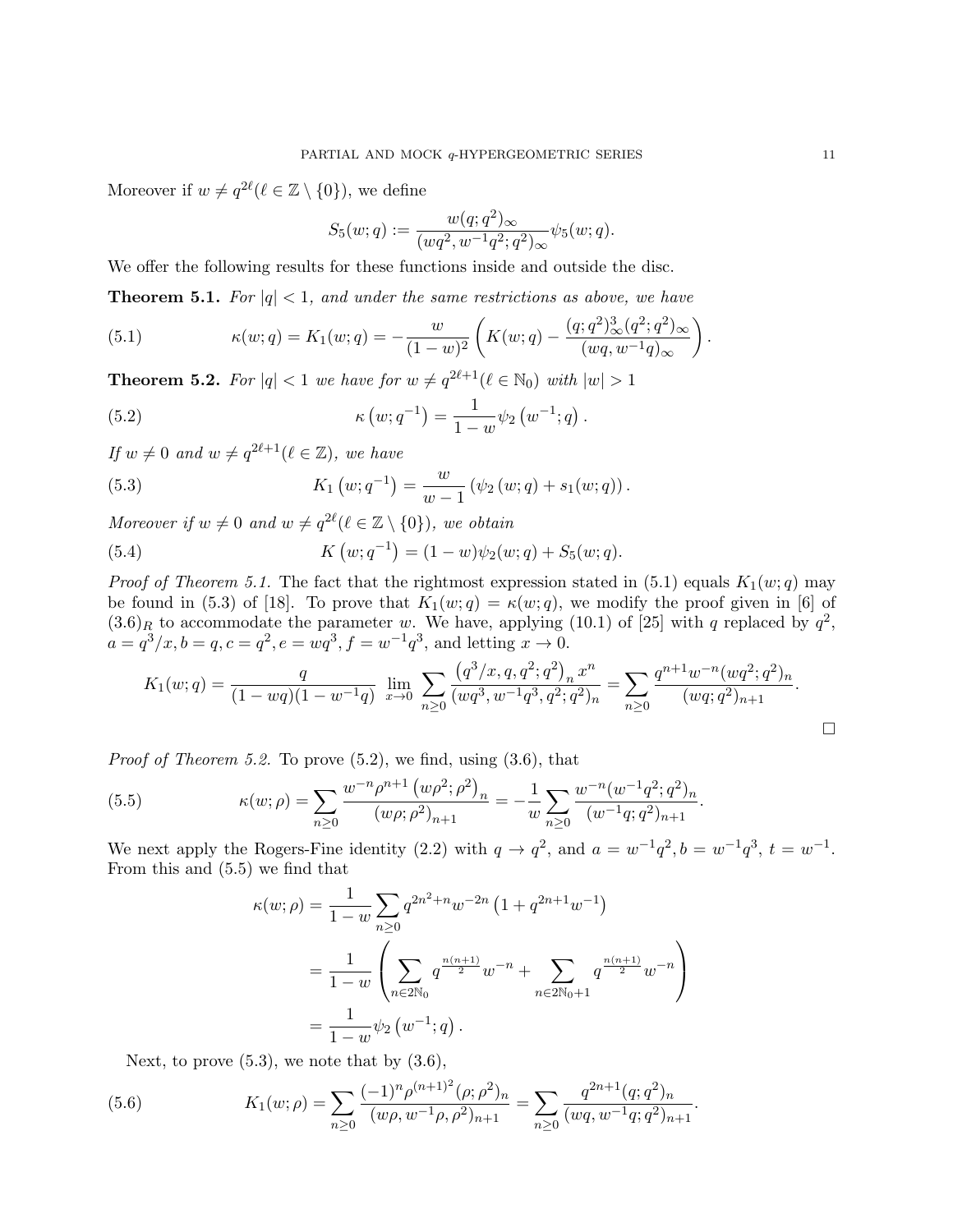Moreover if $w \neq q^{2\ell}(\ell \in \mathbb{Z} \setminus \{0\})$, we define

$$S_5(w;q) := \frac{w(q;q^2)_\infty}{(wq^2, w^{-1}q^2;q^2)_\infty}\psi_5(w;q).$$

We offer the following results for these functions inside and outside the disc.

**Theorem 5.1.** *For $|q|<1$, and under the same restrictions as above, we have*

$$\kappa(w;q) = K_1(w;q) = -\frac{w}{(1-w)^2}\left(K(w;q) - \frac{(q;q^2)_\infty^3(q^2;q^2)_\infty}{(wq,w^{-1}q)_\infty}\right). \tag{5.1}$$

**Theorem 5.2.** *For $|q|<1$ we have for $w \neq q^{2\ell+1}(\ell \in \mathbb{N}_0)$ with $|w|>1$*

$$\kappa\left(w;q^{-1}\right) = \frac{1}{1-w}\psi_2\left(w^{-1};q\right). \tag{5.2}$$

*If $w \neq 0$ and $w \neq q^{2\ell+1}(\ell \in \mathbb{Z})$, we have*

$$K_1\left(w;q^{-1}\right) = \frac{w}{w-1}\left(\psi_2\left(w;q\right) + s_1(w;q)\right). \tag{5.3}$$

*Moreover if $w \neq 0$ and $w \neq q^{2\ell}(\ell \in \mathbb{Z}\setminus\{0\})$, we obtain*

$$K\left(w;q^{-1}\right) = (1-w)\psi_2(w;q) + S_5(w;q). \tag{5.4}$$

*Proof of Theorem 5.1.* The fact that the rightmost expression stated in (5.1) equals $K_1(w;q)$ may be found in (5.3) of [18]. To prove that $K_1(w;q) = \kappa(w;q)$, we modify the proof given in [6] of $(3.6)_R$ to accommodate the parameter $w$. We have, applying (10.1) of [25] with $q$ replaced by $q^2$, $a = q^3/x, b = q, c = q^2, e = wq^3, f = w^{-1}q^3$, and letting $x \to 0$.

$$K_1(w;q) = \frac{q}{(1-wq)(1-w^{-1}q)} \lim_{x\to 0} \sum_{n\geq 0} \frac{\left(q^3/x, q, q^2;q^2\right)_n x^n}{(wq^3, w^{-1}q^3, q^2;q^2)_n} = \sum_{n\geq 0}\frac{q^{n+1}w^{-n}(wq^2;q^2)_n}{(wq;q^2)_{n+1}}.$$

□

*Proof of Theorem 5.2.* To prove (5.2), we find, using (3.6), that

$$\kappa(w;\rho) = \sum_{n\geq 0}\frac{w^{-n}\rho^{n+1}\left(w\rho^2;\rho^2\right)_n}{(w\rho;\rho^2)_{n+1}} = -\frac{1}{w}\sum_{n\geq 0}\frac{w^{-n}(w^{-1}q^2;q^2)_n}{(w^{-1}q;q^2)_{n+1}}. \tag{5.5}$$

We next apply the Rogers-Fine identity (2.2) with $q \to q^2$, and $a = w^{-1}q^2, b = w^{-1}q^3$, $t = w^{-1}$. From this and (5.5) we find that

$$\begin{aligned}
\kappa(w;\rho) &= \frac{1}{1-w}\sum_{n\geq 0} q^{2n^2+n}w^{-2n}\left(1+q^{2n+1}w^{-1}\right)\\
&= \frac{1}{1-w}\left(\sum_{n\in 2\mathbb{N}_0} q^{\frac{n(n+1)}{2}}w^{-n} + \sum_{n\in 2\mathbb{N}_0+1} q^{\frac{n(n+1)}{2}}w^{-n}\right)\\
&= \frac{1}{1-w}\psi_2\left(w^{-1};q\right).
\end{aligned}$$

Next, to prove (5.3), we note that by (3.6),

$$K_1(w;\rho) = \sum_{n\geq 0}\frac{(-1)^n\rho^{(n+1)^2}(\rho;\rho^2)_n}{(w\rho, w^{-1}\rho, \rho^2)_{n+1}} = \sum_{n\geq 0}\frac{q^{2n+1}(q;q^2)_n}{(wq, w^{-1}q;q^2)_{n+1}}. \tag{5.6}$$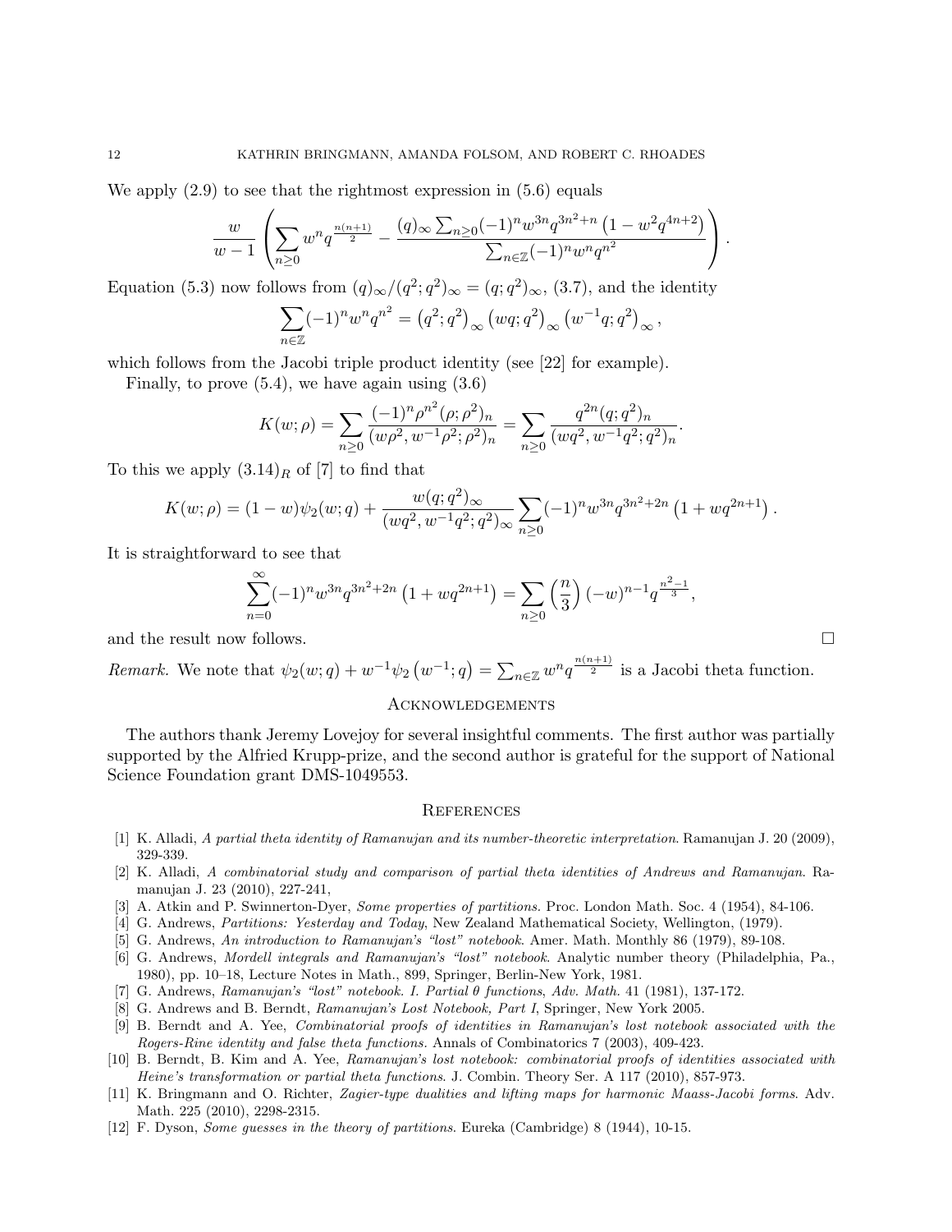We apply (2.9) to see that the rightmost expression in (5.6) equals

$$\frac{w}{w-1}\left(\sum_{n\geq 0} w^n q^{\frac{n(n+1)}{2}} - \frac{(q)_\infty \sum_{n\geq 0}(-1)^n w^{3n} q^{3n^2+n}\left(1-w^2q^{4n+2}\right)}{\sum_{n\in\mathbb{Z}}(-1)^n w^n q^{n^2}}\right).$$

Equation (5.3) now follows from $(q)_\infty/(q^2;q^2)_\infty = (q;q^2)_\infty$, (3.7), and the identity

$$\sum_{n\in\mathbb{Z}}(-1)^n w^n q^{n^2} = \left(q^2;q^2\right)_\infty \left(wq;q^2\right)_\infty \left(w^{-1}q;q^2\right)_\infty,$$

which follows from the Jacobi triple product identity (see [22] for example).

Finally, to prove (5.4), we have again using (3.6)

$$K(w;\rho) = \sum_{n\geq 0}\frac{(-1)^n \rho^{n^2}(\rho;\rho^2)_n}{(w\rho^2, w^{-1}\rho^2;\rho^2)_n} = \sum_{n\geq 0}\frac{q^{2n}(q;q^2)_n}{(wq^2,w^{-1}q^2;q^2)_n}.$$

To this we apply $(3.14)_R$ of [7] to find that

$$K(w;\rho) = (1-w)\psi_2(w;q) + \frac{w(q;q^2)_\infty}{(wq^2,w^{-1}q^2;q^2)_\infty}\sum_{n\geq 0}(-1)^n w^{3n} q^{3n^2+2n}\left(1+wq^{2n+1}\right).$$

It is straightforward to see that

$$\sum_{n=0}^{\infty}(-1)^n w^{3n} q^{3n^2+2n}\left(1+wq^{2n+1}\right) = \sum_{n\geq 0}\left(\frac{n}{3}\right)(-w)^{n-1} q^{\frac{n^2-1}{3}},$$

and the result now follows. □

*Remark.* We note that $\psi_2(w;q) + w^{-1}\psi_2\left(w^{-1};q\right) = \sum_{n\in\mathbb{Z}} w^n q^{\frac{n(n+1)}{2}}$ is a Jacobi theta function.

## Acknowledgements

The authors thank Jeremy Lovejoy for several insightful comments. The first author was partially supported by the Alfried Krupp-prize, and the second author is grateful for the support of National Science Foundation grant DMS-1049553.

## References

[1] K. Alladi, *A partial theta identity of Ramanujan and its number-theoretic interpretation*. Ramanujan J. 20 (2009), 329-339.

[2] K. Alladi, *A combinatorial study and comparison of partial theta identities of Andrews and Ramanujan*. Ramanujan J. 23 (2010), 227-241,

[3] A. Atkin and P. Swinnerton-Dyer, *Some properties of partitions*. Proc. London Math. Soc. 4 (1954), 84-106.

[4] G. Andrews, *Partitions: Yesterday and Today*, New Zealand Mathematical Society, Wellington, (1979).

[5] G. Andrews, *An introduction to Ramanujan's "lost" notebook*. Amer. Math. Monthly 86 (1979), 89-108.

[6] G. Andrews, *Mordell integrals and Ramanujan's "lost" notebook*. Analytic number theory (Philadelphia, Pa., 1980), pp. 10–18, Lecture Notes in Math., 899, Springer, Berlin-New York, 1981.

[7] G. Andrews, *Ramanujan's "lost" notebook. I. Partial θ functions*, *Adv. Math.* 41 (1981), 137-172.

[8] G. Andrews and B. Berndt, *Ramanujan's Lost Notebook, Part I*, Springer, New York 2005.

[9] B. Berndt and A. Yee, *Combinatorial proofs of identities in Ramanujan's lost notebook associated with the Rogers-Rine identity and false theta functions*. Annals of Combinatorics 7 (2003), 409-423.

[10] B. Berndt, B. Kim and A. Yee, *Ramanujan's lost notebook: combinatorial proofs of identities associated with Heine's transformation or partial theta functions*. J. Combin. Theory Ser. A 117 (2010), 857-973.

[11] K. Bringmann and O. Richter, *Zagier-type dualities and lifting maps for harmonic Maass-Jacobi forms*. Adv. Math. 225 (2010), 2298-2315.

[12] F. Dyson, *Some guesses in the theory of partitions*. Eureka (Cambridge) 8 (1944), 10-15.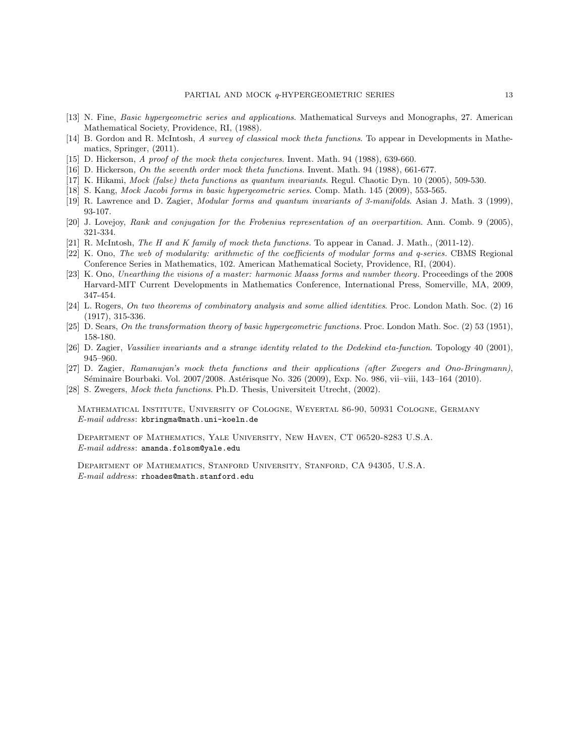[13] N. Fine, *Basic hypergeometric series and applications*. Mathematical Surveys and Monographs, 27. American Mathematical Society, Providence, RI, (1988).

[14] B. Gordon and R. McIntosh, *A survey of classical mock theta functions*. To appear in Developments in Mathematics, Springer, (2011).

[15] D. Hickerson, *A proof of the mock theta conjectures*. Invent. Math. 94 (1988), 639-660.

[16] D. Hickerson, *On the seventh order mock theta functions*. Invent. Math. 94 (1988), 661-677.

[17] K. Hikami, *Mock (false) theta functions as quantum invariants*. Regul. Chaotic Dyn. 10 (2005), 509-530.

[18] S. Kang, *Mock Jacobi forms in basic hypergeometric series*. Comp. Math. 145 (2009), 553-565.

[19] R. Lawrence and D. Zagier, *Modular forms and quantum invariants of 3-manifolds*. Asian J. Math. 3 (1999), 93-107.

[20] J. Lovejoy, *Rank and conjugation for the Frobenius representation of an overpartition*. Ann. Comb. 9 (2005), 321-334.

[21] R. McIntosh, *The H and K family of mock theta functions*. To appear in Canad. J. Math., (2011-12).

[22] K. Ono, *The web of modularity: arithmetic of the coefficients of modular forms and q-series*. CBMS Regional Conference Series in Mathematics, 102. American Mathematical Society, Providence, RI, (2004).

[23] K. Ono, *Unearthing the visions of a master: harmonic Maass forms and number theory*. Proceedings of the 2008 Harvard-MIT Current Developments in Mathematics Conference, International Press, Somerville, MA, 2009, 347-454.

[24] L. Rogers, *On two theorems of combinatory analysis and some allied identities*. Proc. London Math. Soc. (2) 16 (1917), 315-336.

[25] D. Sears, *On the transformation theory of basic hypergeometric functions*. Proc. London Math. Soc. (2) 53 (1951), 158-180.

[26] D. Zagier, *Vassiliev invariants and a strange identity related to the Dedekind eta-function*. Topology 40 (2001), 945–960.

[27] D. Zagier, *Ramanujan's mock theta functions and their applications (after Zwegers and Ono-Bringmann)*, Séminaire Bourbaki. Vol. 2007/2008. Astérisque No. 326 (2009), Exp. No. 986, vii–viii, 143–164 (2010).

[28] S. Zwegers, *Mock theta functions*. Ph.D. Thesis, Universiteit Utrecht, (2002).

Mathematical Institute, University of Cologne, Weyertal 86-90, 50931 Cologne, Germany
*E-mail address*: kbringma@math.uni-koeln.de

Department of Mathematics, Yale University, New Haven, CT 06520-8283 U.S.A.
*E-mail address*: amanda.folsom@yale.edu

Department of Mathematics, Stanford University, Stanford, CA 94305, U.S.A.
*E-mail address*: rhoades@math.stanford.edu